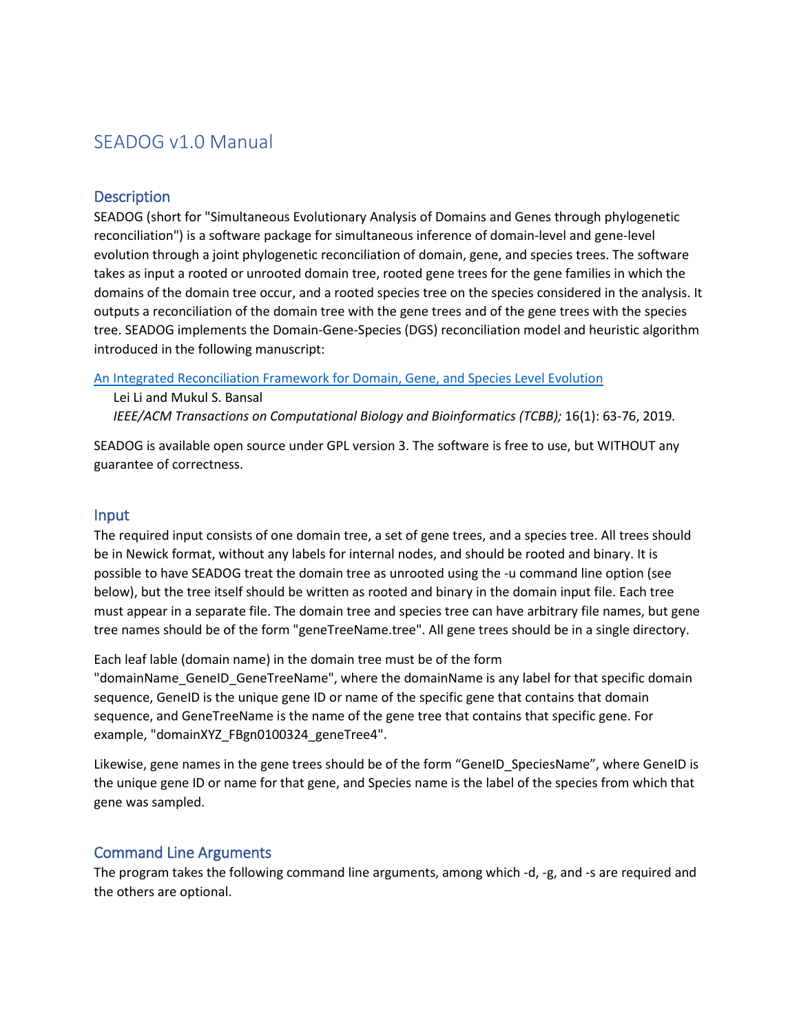# SEADOG v1.0 Manual

## Description

SEADOG (short for "Simultaneous Evolutionary Analysis of Domains and Genes through phylogenetic reconciliation") is a software package for simultaneous inference of domain-level and gene-level evolution through a joint phylogenetic reconciliation of domain, gene, and species trees. The software takes as input a rooted or unrooted domain tree, rooted gene trees for the gene families in which the domains of the domain tree occur, and a rooted species tree on the species considered in the analysis. It outputs a reconciliation of the domain tree with the gene trees and of the gene trees with the species tree. SEADOG implements the Domain-Gene-Species (DGS) reconciliation model and heuristic algorithm introduced in the following manuscript:

An Integrated Reconciliation Framework for Domain, Gene, and Species Level Evolution
Lei Li and Mukul S. Bansal
*IEEE/ACM Transactions on Computational Biology and Bioinformatics (TCBB);* 16(1): 63-76, 2019*.*

SEADOG is available open source under GPL version 3. The software is free to use, but WITHOUT any guarantee of correctness.

## Input

The required input consists of one domain tree, a set of gene trees, and a species tree. All trees should be in Newick format, without any labels for internal nodes, and should be rooted and binary. It is possible to have SEADOG treat the domain tree as unrooted using the -u command line option (see below), but the tree itself should be written as rooted and binary in the domain input file. Each tree must appear in a separate file. The domain tree and species tree can have arbitrary file names, but gene tree names should be of the form "geneTreeName.tree". All gene trees should be in a single directory.

Each leaf lable (domain name) in the domain tree must be of the form "domainName_GeneID_GeneTreeName", where the domainName is any label for that specific domain sequence, GeneID is the unique gene ID or name of the specific gene that contains that domain sequence, and GeneTreeName is the name of the gene tree that contains that specific gene. For example, "domainXYZ_FBgn0100324_geneTree4".

Likewise, gene names in the gene trees should be of the form “GeneID_SpeciesName”, where GeneID is the unique gene ID or name for that gene, and Species name is the label of the species from which that gene was sampled.

## Command Line Arguments

The program takes the following command line arguments, among which -d, -g, and -s are required and the others are optional.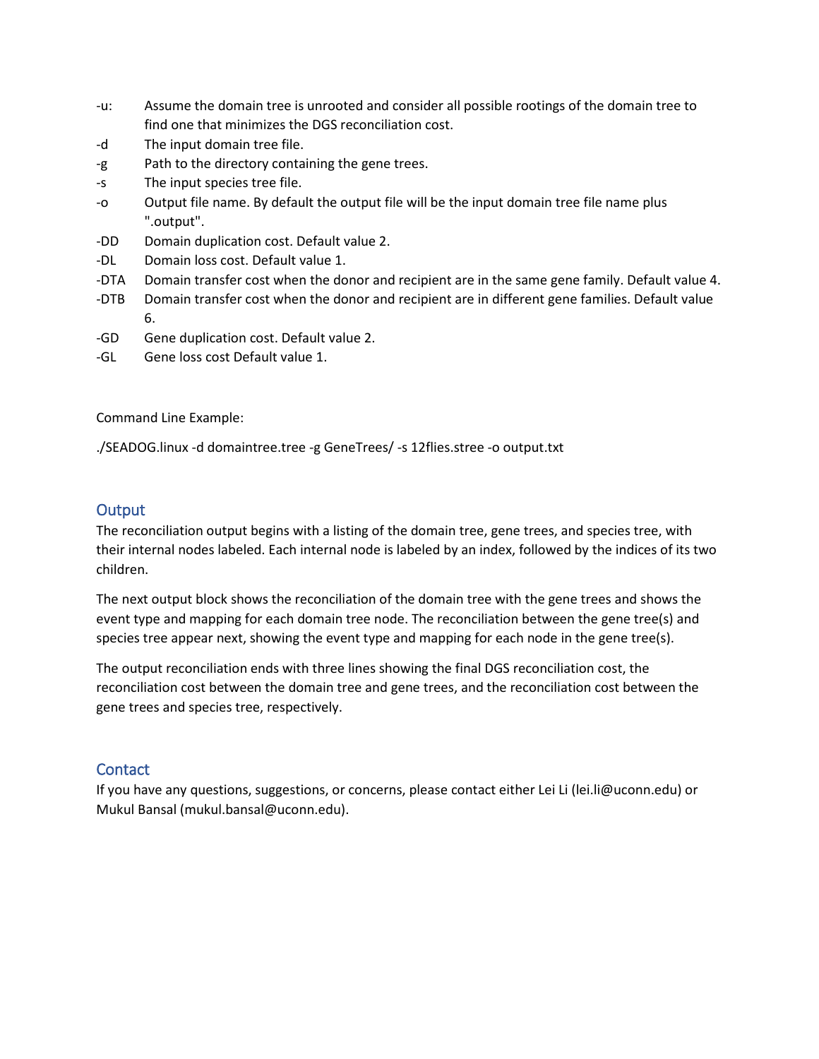- -u: Assume the domain tree is unrooted and consider all possible rootings of the domain tree to find one that minimizes the DGS reconciliation cost.
- -d The input domain tree file.
- -g Path to the directory containing the gene trees.
- -s The input species tree file.
- -o Output file name. By default the output file will be the input domain tree file name plus ".output".
- -DD Domain duplication cost. Default value 2.
- -DL Domain loss cost. Default value 1.
- -DTA Domain transfer cost when the donor and recipient are in the same gene family. Default value 4.
- -DTB Domain transfer cost when the donor and recipient are in different gene families. Default value 6.
- -GD Gene duplication cost. Default value 2.
- -GL Gene loss cost Default value 1.

Command Line Example:

```
./SEADOG.linux -d domaintree.tree -g GeneTrees/ -s 12flies.stree -o output.txt
```

## Output

The reconciliation output begins with a listing of the domain tree, gene trees, and species tree, with their internal nodes labeled. Each internal node is labeled by an index, followed by the indices of its two children.

The next output block shows the reconciliation of the domain tree with the gene trees and shows the event type and mapping for each domain tree node. The reconciliation between the gene tree(s) and species tree appear next, showing the event type and mapping for each node in the gene tree(s).

The output reconciliation ends with three lines showing the final DGS reconciliation cost, the reconciliation cost between the domain tree and gene trees, and the reconciliation cost between the gene trees and species tree, respectively.

## Contact

If you have any questions, suggestions, or concerns, please contact either Lei Li (lei.li@uconn.edu) or Mukul Bansal (mukul.bansal@uconn.edu).